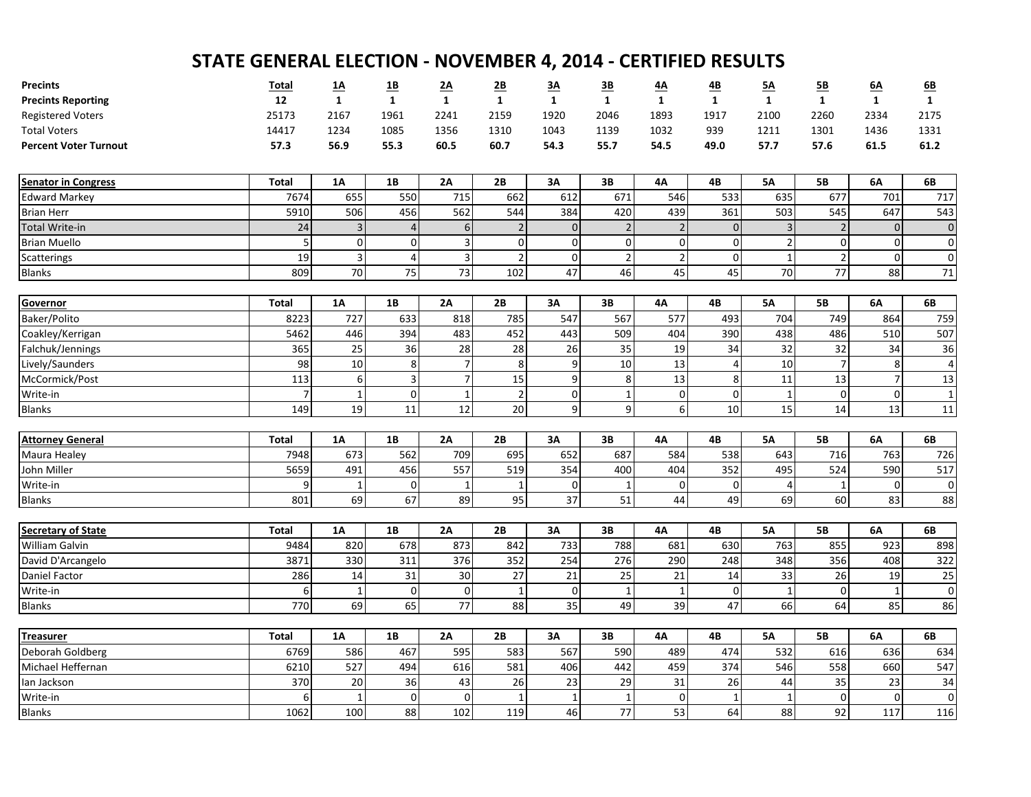# STATE GENERAL ELECTION - NOVEMBER 4, 2014 - CERTIFIED RESULTS

| **Precincts** | **Total** | **1A** | **1B** | **2A** | **2B** | **3A** | **3B** | **4A** | **4B** | **5A** | **5B** | **6A** | **6B** |
|---|---|---|---|---|---|---|---|---|---|---|---|---|---|
| **Precincts Reporting** | **12** | **1** | **1** | **1** | **1** | **1** | **1** | **1** | **1** | **1** | **1** | **1** | **1** |
| Registered Voters | 25173 | 2167 | 1961 | 2241 | 2159 | 1920 | 2046 | 1893 | 1917 | 2100 | 2260 | 2334 | 2175 |
| Total Voters | 14417 | 1234 | 1085 | 1356 | 1310 | 1043 | 1139 | 1032 | 939 | 1211 | 1301 | 1436 | 1331 |
| **Percent Voter Turnout** | **57.3** | **56.9** | **55.3** | **60.5** | **60.7** | **54.3** | **55.7** | **54.5** | **49.0** | **57.7** | **57.6** | **61.5** | **61.2** |

| **Senator in Congress** | **Total** | **1A** | **1B** | **2A** | **2B** | **3A** | **3B** | **4A** | **4B** | **5A** | **5B** | **6A** | **6B** |
|---|---|---|---|---|---|---|---|---|---|---|---|---|---|
| Edward Markey | 7674 | 655 | 550 | 715 | 662 | 612 | 671 | 546 | 533 | 635 | 677 | 701 | 717 |
| Brian Herr | 5910 | 506 | 456 | 562 | 544 | 384 | 420 | 439 | 361 | 503 | 545 | 647 | 543 |
| Total Write-in | 24 | 3 | 4 | 6 | 2 | 0 | 2 | 2 | 0 | 3 | 2 | 0 | 0 |
| Brian Muello | 5 | 0 | 0 | 3 | 0 | 0 | 0 | 0 | 0 | 2 | 0 | 0 | 0 |
| Scatterings | 19 | 3 | 4 | 3 | 2 | 0 | 2 | 2 | 0 | 1 | 2 | 0 | 0 |
| Blanks | 809 | 70 | 75 | 73 | 102 | 47 | 46 | 45 | 45 | 70 | 77 | 88 | 71 |

| **Governor** | **Total** | **1A** | **1B** | **2A** | **2B** | **3A** | **3B** | **4A** | **4B** | **5A** | **5B** | **6A** | **6B** |
|---|---|---|---|---|---|---|---|---|---|---|---|---|---|
| Baker/Polito | 8223 | 727 | 633 | 818 | 785 | 547 | 567 | 577 | 493 | 704 | 749 | 864 | 759 |
| Coakley/Kerrigan | 5462 | 446 | 394 | 483 | 452 | 443 | 509 | 404 | 390 | 438 | 486 | 510 | 507 |
| Falchuk/Jennings | 365 | 25 | 36 | 28 | 28 | 26 | 35 | 19 | 34 | 32 | 32 | 34 | 36 |
| Lively/Saunders | 98 | 10 | 8 | 7 | 8 | 9 | 10 | 13 | 4 | 10 | 7 | 8 | 4 |
| McCormick/Post | 113 | 6 | 3 | 7 | 15 | 9 | 8 | 13 | 8 | 11 | 13 | 7 | 13 |
| Write-in | 7 | 1 | 0 | 1 | 2 | 0 | 1 | 0 | 0 | 1 | 0 | 0 | 1 |
| Blanks | 149 | 19 | 11 | 12 | 20 | 9 | 9 | 6 | 10 | 15 | 14 | 13 | 11 |

| **Attorney General** | **Total** | **1A** | **1B** | **2A** | **2B** | **3A** | **3B** | **4A** | **4B** | **5A** | **5B** | **6A** | **6B** |
|---|---|---|---|---|---|---|---|---|---|---|---|---|---|
| Maura Healey | 7948 | 673 | 562 | 709 | 695 | 652 | 687 | 584 | 538 | 643 | 716 | 763 | 726 |
| John Miller | 5659 | 491 | 456 | 557 | 519 | 354 | 400 | 404 | 352 | 495 | 524 | 590 | 517 |
| Write-in | 9 | 1 | 0 | 1 | 1 | 0 | 1 | 0 | 0 | 4 | 1 | 0 | 0 |
| Blanks | 801 | 69 | 67 | 89 | 95 | 37 | 51 | 44 | 49 | 69 | 60 | 83 | 88 |

| **Secretary of State** | **Total** | **1A** | **1B** | **2A** | **2B** | **3A** | **3B** | **4A** | **4B** | **5A** | **5B** | **6A** | **6B** |
|---|---|---|---|---|---|---|---|---|---|---|---|---|---|
| William Galvin | 9484 | 820 | 678 | 873 | 842 | 733 | 788 | 681 | 630 | 763 | 855 | 923 | 898 |
| David D'Arcangelo | 3871 | 330 | 311 | 376 | 352 | 254 | 276 | 290 | 248 | 348 | 356 | 408 | 322 |
| Daniel Factor | 286 | 14 | 31 | 30 | 27 | 21 | 25 | 21 | 14 | 33 | 26 | 19 | 25 |
| Write-in | 6 | 1 | 0 | 0 | 1 | 0 | 1 | 1 | 0 | 1 | 0 | 1 | 0 |
| Blanks | 770 | 69 | 65 | 77 | 88 | 35 | 49 | 39 | 47 | 66 | 64 | 85 | 86 |

| **Treasurer** | **Total** | **1A** | **1B** | **2A** | **2B** | **3A** | **3B** | **4A** | **4B** | **5A** | **5B** | **6A** | **6B** |
|---|---|---|---|---|---|---|---|---|---|---|---|---|---|
| Deborah Goldberg | 6769 | 586 | 467 | 595 | 583 | 567 | 590 | 489 | 474 | 532 | 616 | 636 | 634 |
| Michael Heffernan | 6210 | 527 | 494 | 616 | 581 | 406 | 442 | 459 | 374 | 546 | 558 | 660 | 547 |
| Ian Jackson | 370 | 20 | 36 | 43 | 26 | 23 | 29 | 31 | 26 | 44 | 35 | 23 | 34 |
| Write-in | 6 | 1 | 0 | 0 | 1 | 1 | 1 | 0 | 1 | 1 | 0 | 0 | 0 |
| Blanks | 1062 | 100 | 88 | 102 | 119 | 46 | 77 | 53 | 64 | 88 | 92 | 117 | 116 |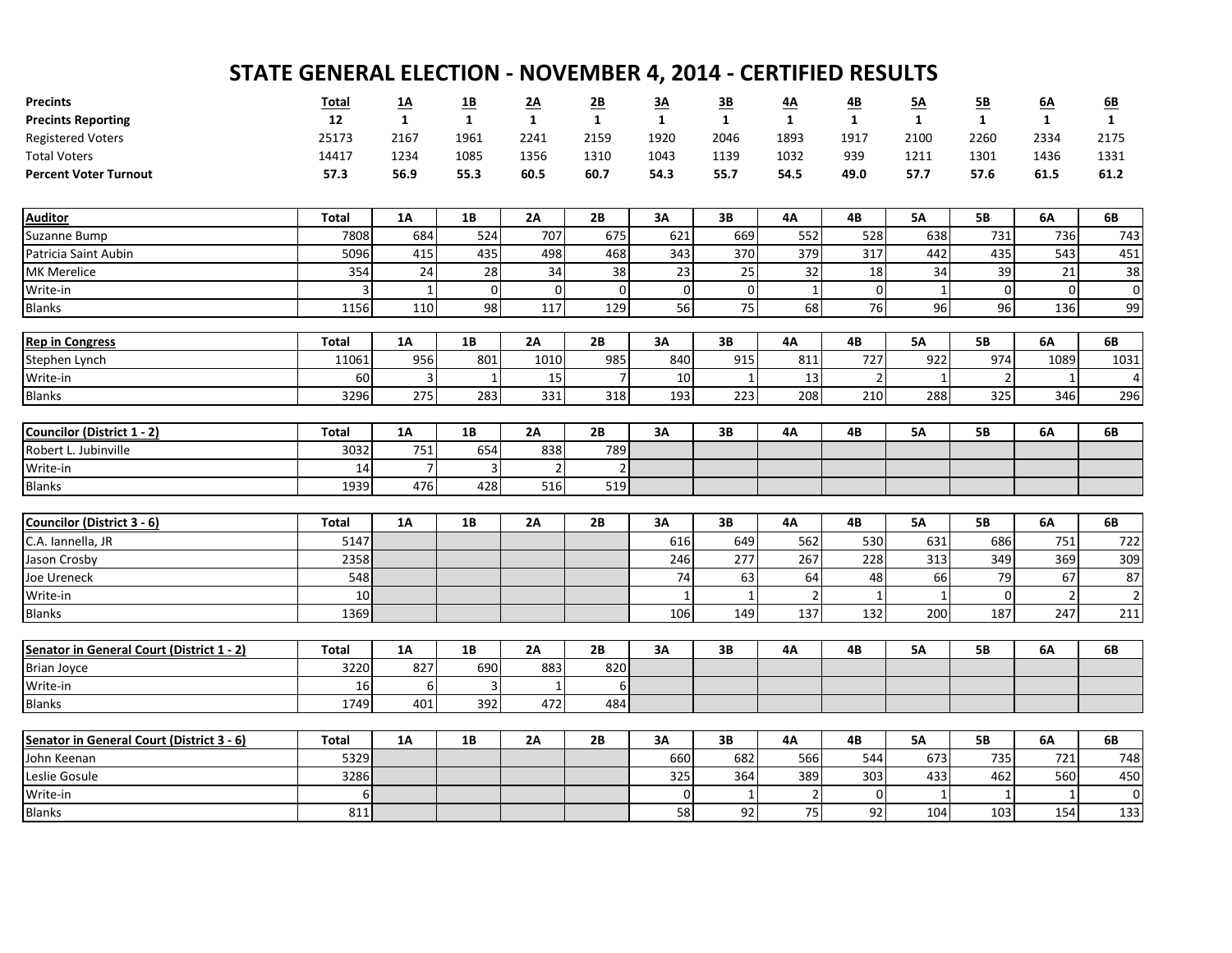# STATE GENERAL ELECTION - NOVEMBER 4, 2014 - CERTIFIED RESULTS

| **Precints** | **Total** | **1A** | **1B** | **2A** | **2B** | **3A** | **3B** | **4A** | **4B** | **5A** | **5B** | **6A** | **6B** |
|---|---|---|---|---|---|---|---|---|---|---|---|---|---|
| **Precints Reporting** | **12** | **1** | **1** | **1** | **1** | **1** | **1** | **1** | **1** | **1** | **1** | **1** | **1** |
| Registered Voters | 25173 | 2167 | 1961 | 2241 | 2159 | 1920 | 2046 | 1893 | 1917 | 2100 | 2260 | 2334 | 2175 |
| Total Voters | 14417 | 1234 | 1085 | 1356 | 1310 | 1043 | 1139 | 1032 | 939 | 1211 | 1301 | 1436 | 1331 |
| **Percent Voter Turnout** | **57.3** | **56.9** | **55.3** | **60.5** | **60.7** | **54.3** | **55.7** | **54.5** | **49.0** | **57.7** | **57.6** | **61.5** | **61.2** |

| **Auditor** | **Total** | **1A** | **1B** | **2A** | **2B** | **3A** | **3B** | **4A** | **4B** | **5A** | **5B** | **6A** | **6B** |
|---|---|---|---|---|---|---|---|---|---|---|---|---|---|
| Suzanne Bump | 7808 | 684 | 524 | 707 | 675 | 621 | 669 | 552 | 528 | 638 | 731 | 736 | 743 |
| Patricia Saint Aubin | 5096 | 415 | 435 | 498 | 468 | 343 | 370 | 379 | 317 | 442 | 435 | 543 | 451 |
| MK Merelice | 354 | 24 | 28 | 34 | 38 | 23 | 25 | 32 | 18 | 34 | 39 | 21 | 38 |
| Write-in | 3 | 1 | 0 | 0 | 0 | 0 | 0 | 1 | 0 | 1 | 0 | 0 | 0 |
| Blanks | 1156 | 110 | 98 | 117 | 129 | 56 | 75 | 68 | 76 | 96 | 96 | 136 | 99 |

| **Rep in Congress** | **Total** | **1A** | **1B** | **2A** | **2B** | **3A** | **3B** | **4A** | **4B** | **5A** | **5B** | **6A** | **6B** |
|---|---|---|---|---|---|---|---|---|---|---|---|---|---|
| Stephen Lynch | 11061 | 956 | 801 | 1010 | 985 | 840 | 915 | 811 | 727 | 922 | 974 | 1089 | 1031 |
| Write-in | 60 | 3 | 1 | 15 | 7 | 10 | 1 | 13 | 2 | 1 | 2 | 1 | 4 |
| Blanks | 3296 | 275 | 283 | 331 | 318 | 193 | 223 | 208 | 210 | 288 | 325 | 346 | 296 |

| **Councilor (District 1 - 2)** | **Total** | **1A** | **1B** | **2A** | **2B** | **3A** | **3B** | **4A** | **4B** | **5A** | **5B** | **6A** | **6B** |
|---|---|---|---|---|---|---|---|---|---|---|---|---|---|
| Robert L. Jubinville | 3032 | 751 | 654 | 838 | 789 | | | | | | | | |
| Write-in | 14 | 7 | 3 | 2 | 2 | | | | | | | | |
| Blanks | 1939 | 476 | 428 | 516 | 519 | | | | | | | | |

| **Councilor (District 3 - 6)** | **Total** | **1A** | **1B** | **2A** | **2B** | **3A** | **3B** | **4A** | **4B** | **5A** | **5B** | **6A** | **6B** |
|---|---|---|---|---|---|---|---|---|---|---|---|---|---|
| C.A. Iannella, JR | 5147 | | | | | 616 | 649 | 562 | 530 | 631 | 686 | 751 | 722 |
| Jason Crosby | 2358 | | | | | 246 | 277 | 267 | 228 | 313 | 349 | 369 | 309 |
| Joe Ureneck | 548 | | | | | 74 | 63 | 64 | 48 | 66 | 79 | 67 | 87 |
| Write-in | 10 | | | | | 1 | 1 | 2 | 1 | 1 | 0 | 2 | 2 |
| Blanks | 1369 | | | | | 106 | 149 | 137 | 132 | 200 | 187 | 247 | 211 |

| **Senator in General Court (District 1 - 2)** | **Total** | **1A** | **1B** | **2A** | **2B** | **3A** | **3B** | **4A** | **4B** | **5A** | **5B** | **6A** | **6B** |
|---|---|---|---|---|---|---|---|---|---|---|---|---|---|
| Brian Joyce | 3220 | 827 | 690 | 883 | 820 | | | | | | | | |
| Write-in | 16 | 6 | 3 | 1 | 6 | | | | | | | | |
| Blanks | 1749 | 401 | 392 | 472 | 484 | | | | | | | | |

| **Senator in General Court (District 3 - 6)** | **Total** | **1A** | **1B** | **2A** | **2B** | **3A** | **3B** | **4A** | **4B** | **5A** | **5B** | **6A** | **6B** |
|---|---|---|---|---|---|---|---|---|---|---|---|---|---|
| John Keenan | 5329 | | | | | 660 | 682 | 566 | 544 | 673 | 735 | 721 | 748 |
| Leslie Gosule | 3286 | | | | | 325 | 364 | 389 | 303 | 433 | 462 | 560 | 450 |
| Write-in | 6 | | | | | 0 | 1 | 2 | 0 | 1 | 1 | 1 | 0 |
| Blanks | 811 | | | | | 58 | 92 | 75 | 92 | 104 | 103 | 154 | 133 |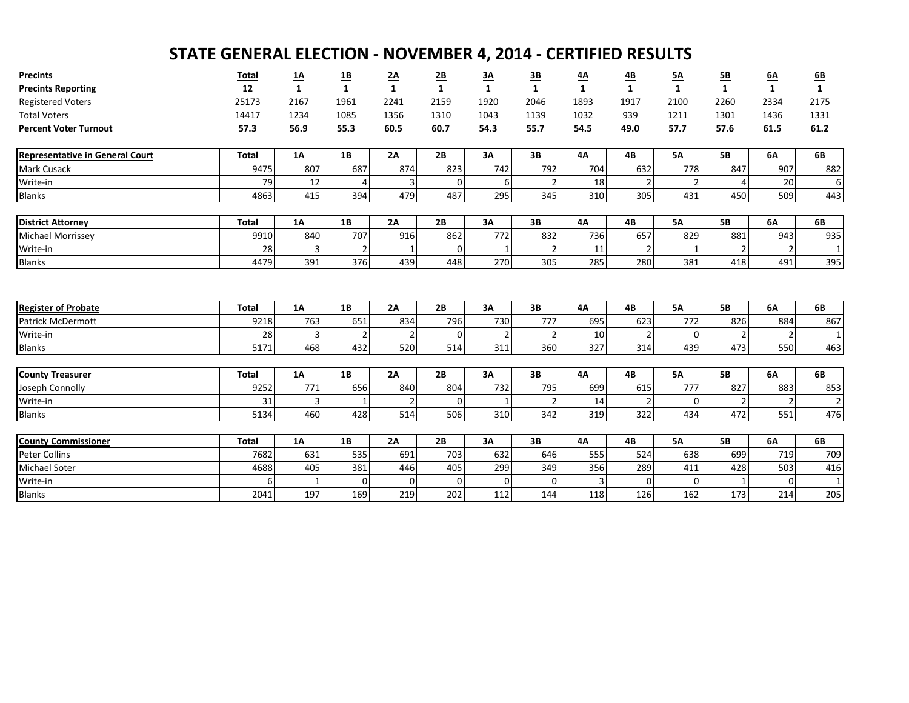# STATE GENERAL ELECTION - NOVEMBER 4, 2014 - CERTIFIED RESULTS

| Precints | Total | 1A | 1B | 2A | 2B | 3A | 3B | 4A | 4B | 5A | 5B | 6A | 6B |
|---|---|---|---|---|---|---|---|---|---|---|---|---|---|
| **Precints Reporting** | **12** | **1** | **1** | **1** | **1** | **1** | **1** | **1** | **1** | **1** | **1** | **1** | **1** |
| Registered Voters | 25173 | 2167 | 1961 | 2241 | 2159 | 1920 | 2046 | 1893 | 1917 | 2100 | 2260 | 2334 | 2175 |
| Total Voters | 14417 | 1234 | 1085 | 1356 | 1310 | 1043 | 1139 | 1032 | 939 | 1211 | 1301 | 1436 | 1331 |
| **Percent Voter Turnout** | **57.3** | **56.9** | **55.3** | **60.5** | **60.7** | **54.3** | **55.7** | **54.5** | **49.0** | **57.7** | **57.6** | **61.5** | **61.2** |

| Representative in General Court | Total | 1A | 1B | 2A | 2B | 3A | 3B | 4A | 4B | 5A | 5B | 6A | 6B |
|---|---|---|---|---|---|---|---|---|---|---|---|---|---|
| Mark Cusack | 9475 | 807 | 687 | 874 | 823 | 742 | 792 | 704 | 632 | 778 | 847 | 907 | 882 |
| Write-in | 79 | 12 | 4 | 3 | 0 | 6 | 2 | 18 | 2 | 2 | 4 | 20 | 6 |
| Blanks | 4863 | 415 | 394 | 479 | 487 | 295 | 345 | 310 | 305 | 431 | 450 | 509 | 443 |

| District Attorney | Total | 1A | 1B | 2A | 2B | 3A | 3B | 4A | 4B | 5A | 5B | 6A | 6B |
|---|---|---|---|---|---|---|---|---|---|---|---|---|---|
| Michael Morrissey | 9910 | 840 | 707 | 916 | 862 | 772 | 832 | 736 | 657 | 829 | 881 | 943 | 935 |
| Write-in | 28 | 3 | 2 | 1 | 0 | 1 | 2 | 11 | 2 | 1 | 2 | 2 | 1 |
| Blanks | 4479 | 391 | 376 | 439 | 448 | 270 | 305 | 285 | 280 | 381 | 418 | 491 | 395 |

| Register of Probate | Total | 1A | 1B | 2A | 2B | 3A | 3B | 4A | 4B | 5A | 5B | 6A | 6B |
|---|---|---|---|---|---|---|---|---|---|---|---|---|---|
| Patrick McDermott | 9218 | 763 | 651 | 834 | 796 | 730 | 777 | 695 | 623 | 772 | 826 | 884 | 867 |
| Write-in | 28 | 3 | 2 | 2 | 0 | 2 | 2 | 10 | 2 | 0 | 2 | 2 | 1 |
| Blanks | 5171 | 468 | 432 | 520 | 514 | 311 | 360 | 327 | 314 | 439 | 473 | 550 | 463 |

| County Treasurer | Total | 1A | 1B | 2A | 2B | 3A | 3B | 4A | 4B | 5A | 5B | 6A | 6B |
|---|---|---|---|---|---|---|---|---|---|---|---|---|---|
| Joseph Connolly | 9252 | 771 | 656 | 840 | 804 | 732 | 795 | 699 | 615 | 777 | 827 | 883 | 853 |
| Write-in | 31 | 3 | 1 | 2 | 0 | 1 | 2 | 14 | 2 | 0 | 2 | 2 | 2 |
| Blanks | 5134 | 460 | 428 | 514 | 506 | 310 | 342 | 319 | 322 | 434 | 472 | 551 | 476 |

| County Commissioner | Total | 1A | 1B | 2A | 2B | 3A | 3B | 4A | 4B | 5A | 5B | 6A | 6B |
|---|---|---|---|---|---|---|---|---|---|---|---|---|---|
| Peter Collins | 7682 | 631 | 535 | 691 | 703 | 632 | 646 | 555 | 524 | 638 | 699 | 719 | 709 |
| Michael Soter | 4688 | 405 | 381 | 446 | 405 | 299 | 349 | 356 | 289 | 411 | 428 | 503 | 416 |
| Write-in | 6 | 1 | 0 | 0 | 0 | 0 | 0 | 3 | 0 | 0 | 1 | 0 | 1 |
| Blanks | 2041 | 197 | 169 | 219 | 202 | 112 | 144 | 118 | 126 | 162 | 173 | 214 | 205 |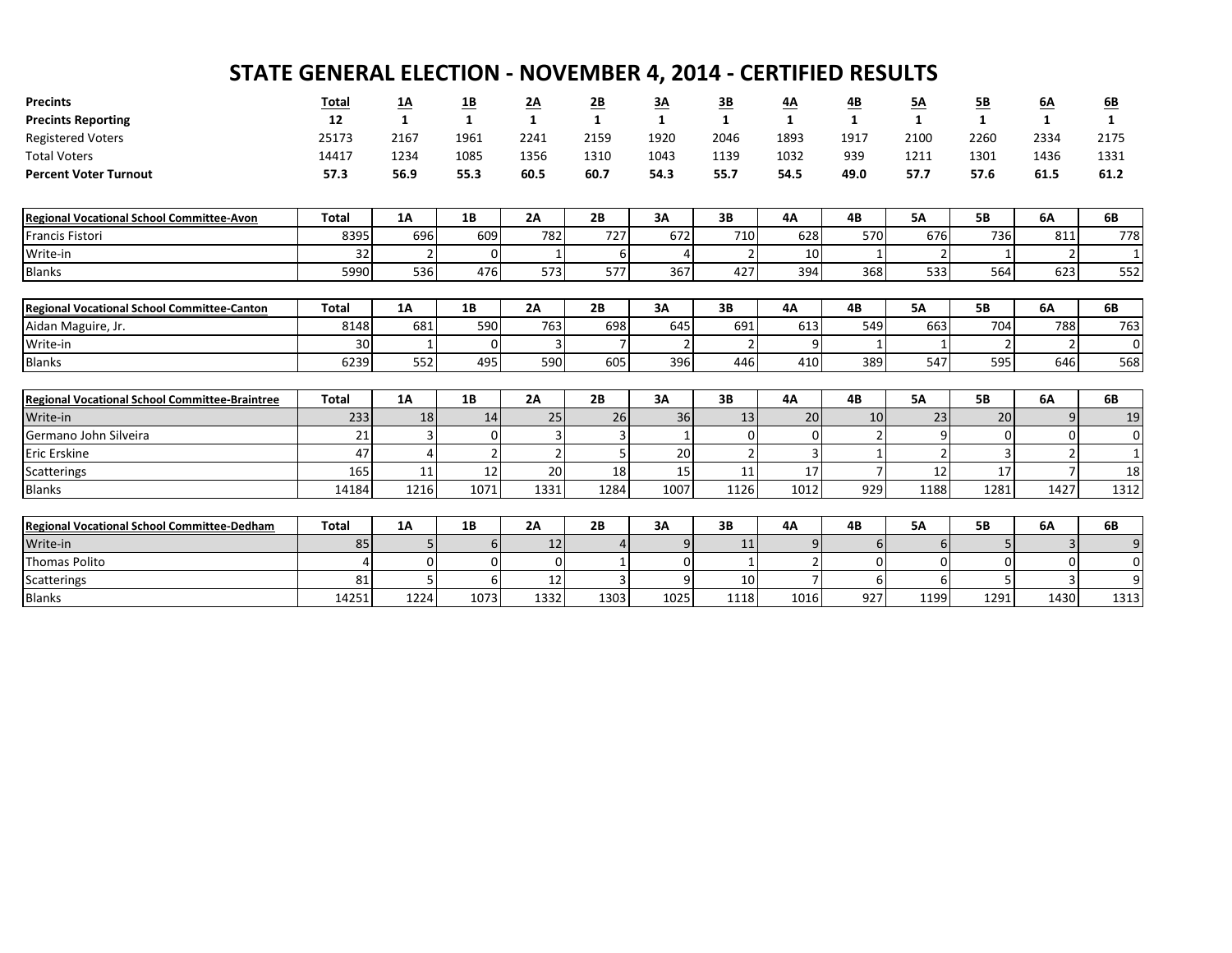# STATE GENERAL ELECTION - NOVEMBER 4, 2014 - CERTIFIED RESULTS

| Precints | Total | 1A | 1B | 2A | 2B | 3A | 3B | 4A | 4B | 5A | 5B | 6A | 6B |
|---|---|---|---|---|---|---|---|---|---|---|---|---|---|
| **Precincts Reporting** | **12** | **1** | **1** | **1** | **1** | **1** | **1** | **1** | **1** | **1** | **1** | **1** | **1** |
| Registered Voters | 25173 | 2167 | 1961 | 2241 | 2159 | 1920 | 2046 | 1893 | 1917 | 2100 | 2260 | 2334 | 2175 |
| Total Voters | 14417 | 1234 | 1085 | 1356 | 1310 | 1043 | 1139 | 1032 | 939 | 1211 | 1301 | 1436 | 1331 |
| **Percent Voter Turnout** | **57.3** | **56.9** | **55.3** | **60.5** | **60.7** | **54.3** | **55.7** | **54.5** | **49.0** | **57.7** | **57.6** | **61.5** | **61.2** |

| Regional Vocational School Committee-Avon | Total | 1A | 1B | 2A | 2B | 3A | 3B | 4A | 4B | 5A | 5B | 6A | 6B |
|---|---|---|---|---|---|---|---|---|---|---|---|---|---|
| Francis Fistori | 8395 | 696 | 609 | 782 | 727 | 672 | 710 | 628 | 570 | 676 | 736 | 811 | 778 |
| Write-in | 32 | 2 | 0 | 1 | 6 | 4 | 2 | 10 | 1 | 2 | 1 | 2 | 1 |
| Blanks | 5990 | 536 | 476 | 573 | 577 | 367 | 427 | 394 | 368 | 533 | 564 | 623 | 552 |

| Regional Vocational School Committee-Canton | Total | 1A | 1B | 2A | 2B | 3A | 3B | 4A | 4B | 5A | 5B | 6A | 6B |
|---|---|---|---|---|---|---|---|---|---|---|---|---|---|
| Aidan Maguire, Jr. | 8148 | 681 | 590 | 763 | 698 | 645 | 691 | 613 | 549 | 663 | 704 | 788 | 763 |
| Write-in | 30 | 1 | 0 | 3 | 7 | 2 | 2 | 9 | 1 | 1 | 2 | 2 | 0 |
| Blanks | 6239 | 552 | 495 | 590 | 605 | 396 | 446 | 410 | 389 | 547 | 595 | 646 | 568 |

| Regional Vocational School Committee-Braintree | Total | 1A | 1B | 2A | 2B | 3A | 3B | 4A | 4B | 5A | 5B | 6A | 6B |
|---|---|---|---|---|---|---|---|---|---|---|---|---|---|
| Write-in | 233 | 18 | 14 | 25 | 26 | 36 | 13 | 20 | 10 | 23 | 20 | 9 | 19 |
| Germano John Silveira | 21 | 3 | 0 | 3 | 3 | 1 | 0 | 0 | 2 | 9 | 0 | 0 | 0 |
| Eric Erskine | 47 | 4 | 2 | 2 | 5 | 20 | 2 | 3 | 1 | 2 | 3 | 2 | 1 |
| Scatterings | 165 | 11 | 12 | 20 | 18 | 15 | 11 | 17 | 7 | 12 | 17 | 7 | 18 |
| Blanks | 14184 | 1216 | 1071 | 1331 | 1284 | 1007 | 1126 | 1012 | 929 | 1188 | 1281 | 1427 | 1312 |

| Regional Vocational School Committee-Dedham | Total | 1A | 1B | 2A | 2B | 3A | 3B | 4A | 4B | 5A | 5B | 6A | 6B |
|---|---|---|---|---|---|---|---|---|---|---|---|---|---|
| Write-in | 85 | 5 | 6 | 12 | 4 | 9 | 11 | 9 | 6 | 6 | 5 | 3 | 9 |
| Thomas Polito | 4 | 0 | 0 | 0 | 1 | 0 | 1 | 2 | 0 | 0 | 0 | 0 | 0 |
| Scatterings | 81 | 5 | 6 | 12 | 3 | 9 | 10 | 7 | 6 | 6 | 5 | 3 | 9 |
| Blanks | 14251 | 1224 | 1073 | 1332 | 1303 | 1025 | 1118 | 1016 | 927 | 1199 | 1291 | 1430 | 1313 |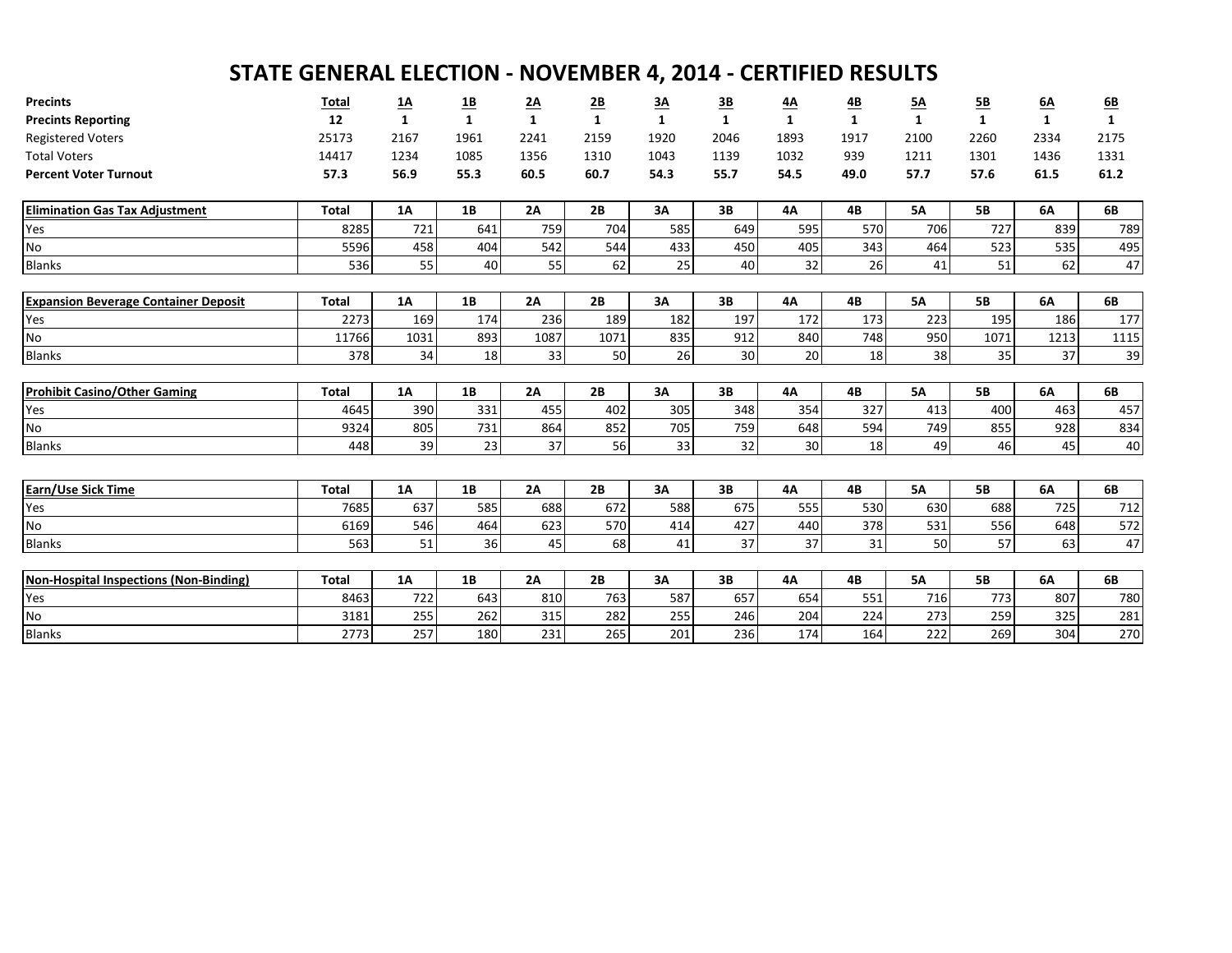# STATE GENERAL ELECTION - NOVEMBER 4, 2014 - CERTIFIED RESULTS

| Precincts | Total | 1A | 1B | 2A | 2B | 3A | 3B | 4A | 4B | 5A | 5B | 6A | 6B |
|---|---|---|---|---|---|---|---|---|---|---|---|---|---|
| **Precincts Reporting** | **12** | **1** | **1** | **1** | **1** | **1** | **1** | **1** | **1** | **1** | **1** | **1** | **1** |
| Registered Voters | 25173 | 2167 | 1961 | 2241 | 2159 | 1920 | 2046 | 1893 | 1917 | 2100 | 2260 | 2334 | 2175 |
| Total Voters | 14417 | 1234 | 1085 | 1356 | 1310 | 1043 | 1139 | 1032 | 939 | 1211 | 1301 | 1436 | 1331 |
| **Percent Voter Turnout** | **57.3** | **56.9** | **55.3** | **60.5** | **60.7** | **54.3** | **55.7** | **54.5** | **49.0** | **57.7** | **57.6** | **61.5** | **61.2** |

| Elimination Gas Tax Adjustment | Total | 1A | 1B | 2A | 2B | 3A | 3B | 4A | 4B | 5A | 5B | 6A | 6B |
|---|---|---|---|---|---|---|---|---|---|---|---|---|---|
| Yes | 8285 | 721 | 641 | 759 | 704 | 585 | 649 | 595 | 570 | 706 | 727 | 839 | 789 |
| No | 5596 | 458 | 404 | 542 | 544 | 433 | 450 | 405 | 343 | 464 | 523 | 535 | 495 |
| Blanks | 536 | 55 | 40 | 55 | 62 | 25 | 40 | 32 | 26 | 41 | 51 | 62 | 47 |

| Expansion Beverage Container Deposit | Total | 1A | 1B | 2A | 2B | 3A | 3B | 4A | 4B | 5A | 5B | 6A | 6B |
|---|---|---|---|---|---|---|---|---|---|---|---|---|---|
| Yes | 2273 | 169 | 174 | 236 | 189 | 182 | 197 | 172 | 173 | 223 | 195 | 186 | 177 |
| No | 11766 | 1031 | 893 | 1087 | 1071 | 835 | 912 | 840 | 748 | 950 | 1071 | 1213 | 1115 |
| Blanks | 378 | 34 | 18 | 33 | 50 | 26 | 30 | 20 | 18 | 38 | 35 | 37 | 39 |

| Prohibit Casino/Other Gaming | Total | 1A | 1B | 2A | 2B | 3A | 3B | 4A | 4B | 5A | 5B | 6A | 6B |
|---|---|---|---|---|---|---|---|---|---|---|---|---|---|
| Yes | 4645 | 390 | 331 | 455 | 402 | 305 | 348 | 354 | 327 | 413 | 400 | 463 | 457 |
| No | 9324 | 805 | 731 | 864 | 852 | 705 | 759 | 648 | 594 | 749 | 855 | 928 | 834 |
| Blanks | 448 | 39 | 23 | 37 | 56 | 33 | 32 | 30 | 18 | 49 | 46 | 45 | 40 |

| Earn/Use Sick Time | Total | 1A | 1B | 2A | 2B | 3A | 3B | 4A | 4B | 5A | 5B | 6A | 6B |
|---|---|---|---|---|---|---|---|---|---|---|---|---|---|
| Yes | 7685 | 637 | 585 | 688 | 672 | 588 | 675 | 555 | 530 | 630 | 688 | 725 | 712 |
| No | 6169 | 546 | 464 | 623 | 570 | 414 | 427 | 440 | 378 | 531 | 556 | 648 | 572 |
| Blanks | 563 | 51 | 36 | 45 | 68 | 41 | 37 | 37 | 31 | 50 | 57 | 63 | 47 |

| Non-Hospital Inspections (Non-Binding) | Total | 1A | 1B | 2A | 2B | 3A | 3B | 4A | 4B | 5A | 5B | 6A | 6B |
|---|---|---|---|---|---|---|---|---|---|---|---|---|---|
| Yes | 8463 | 722 | 643 | 810 | 763 | 587 | 657 | 654 | 551 | 716 | 773 | 807 | 780 |
| No | 3181 | 255 | 262 | 315 | 282 | 255 | 246 | 204 | 224 | 273 | 259 | 325 | 281 |
| Blanks | 2773 | 257 | 180 | 231 | 265 | 201 | 236 | 174 | 164 | 222 | 269 | 304 | 270 |